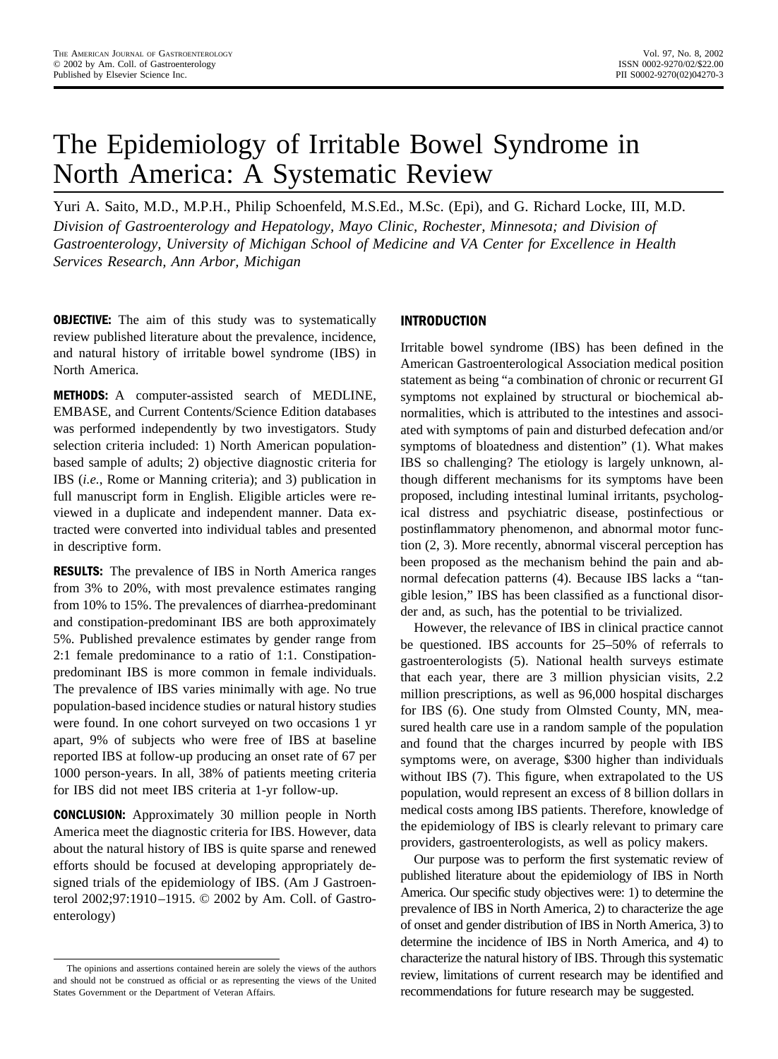# The Epidemiology of Irritable Bowel Syndrome in North America: A Systematic Review

Yuri A. Saito, M.D., M.P.H., Philip Schoenfeld, M.S.Ed., M.Sc. (Epi), and G. Richard Locke, III, M.D.

*Division of Gastroenterology and Hepatology, Mayo Clinic, Rochester, Minnesota; and Division of Gastroenterology, University of Michigan School of Medicine and VA Center for Excellence in Health Services Research, Ann Arbor, Michigan*

**OBJECTIVE:** The aim of this study was to systematically review published literature about the prevalence, incidence, and natural history of irritable bowel syndrome (IBS) in North America.

**METHODS:** A computer-assisted search of MEDLINE, EMBASE, and Current Contents/Science Edition databases was performed independently by two investigators. Study selection criteria included: 1) North American population-based sample of adults; 2) objective diagnostic criteria for IBS (*i.e.*, Rome or Manning criteria); and 3) publication in full manuscript form in English. Eligible articles were reviewed in a duplicate and independent manner. Data extracted were converted into individual tables and presented in descriptive form.

**RESULTS:** The prevalence of IBS in North America ranges from 3% to 20%, with most prevalence estimates ranging from 10% to 15%. The prevalences of diarrhea-predominant and constipation-predominant IBS are both approximately 5%. Published prevalence estimates by gender range from 2:1 female predominance to a ratio of 1:1. Constipation-predominant IBS is more common in female individuals. The prevalence of IBS varies minimally with age. No true population-based incidence studies or natural history studies were found. In one cohort surveyed on two occasions 1 yr apart, 9% of subjects who were free of IBS at baseline reported IBS at follow-up producing an onset rate of 67 per 1000 person-years. In all, 38% of patients meeting criteria for IBS did not meet IBS criteria at 1-yr follow-up.

**CONCLUSION:** Approximately 30 million people in North America meet the diagnostic criteria for IBS. However, data about the natural history of IBS is quite sparse and renewed efforts should be focused at developing appropriately designed trials of the epidemiology of IBS. (Am J Gastroenterol 2002;97:1910–1915. © 2002 by Am. Coll. of Gastroenterology)

## INTRODUCTION

Irritable bowel syndrome (IBS) has been defined in the American Gastroenterological Association medical position statement as being "a combination of chronic or recurrent GI symptoms not explained by structural or biochemical abnormalities, which is attributed to the intestines and associated with symptoms of pain and disturbed defecation and/or symptoms of bloatedness and distention" (1). What makes IBS so challenging? The etiology is largely unknown, although different mechanisms for its symptoms have been proposed, including intestinal luminal irritants, psychological distress and psychiatric disease, postinfectious or postinflammatory phenomenon, and abnormal motor function (2, 3). More recently, abnormal visceral perception has been proposed as the mechanism behind the pain and abnormal defecation patterns (4). Because IBS lacks a "tangible lesion," IBS has been classified as a functional disorder and, as such, has the potential to be trivialized.

However, the relevance of IBS in clinical practice cannot be questioned. IBS accounts for 25–50% of referrals to gastroenterologists (5). National health surveys estimate that each year, there are 3 million physician visits, 2.2 million prescriptions, as well as 96,000 hospital discharges for IBS (6). One study from Olmsted County, MN, measured health care use in a random sample of the population and found that the charges incurred by people with IBS symptoms were, on average, $300 higher than individuals without IBS (7). This figure, when extrapolated to the US population, would represent an excess of 8 billion dollars in medical costs among IBS patients. Therefore, knowledge of the epidemiology of IBS is clearly relevant to primary care providers, gastroenterologists, as well as policy makers.

Our purpose was to perform the first systematic review of published literature about the epidemiology of IBS in North America. Our specific study objectives were: 1) to determine the prevalence of IBS in North America, 2) to characterize the age of onset and gender distribution of IBS in North America, 3) to determine the incidence of IBS in North America, and 4) to characterize the natural history of IBS. Through this systematic review, limitations of current research may be identified and recommendations for future research may be suggested.

The opinions and assertions contained herein are solely the views of the authors and should not be construed as official or as representing the views of the United States Government or the Department of Veteran Affairs.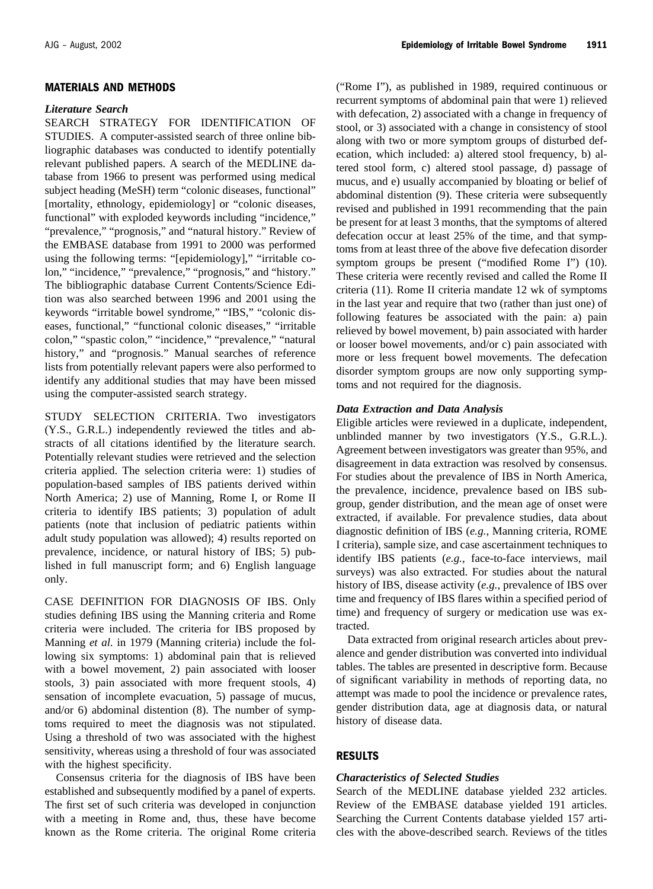## MATERIALS AND METHODS

### *Literature Search*

SEARCH STRATEGY FOR IDENTIFICATION OF STUDIES. A computer-assisted search of three online bibliographic databases was conducted to identify potentially relevant published papers. A search of the MEDLINE database from 1966 to present was performed using medical subject heading (MeSH) term "colonic diseases, functional" [mortality, ethnology, epidemiology] or "colonic diseases, functional" with exploded keywords including "incidence," "prevalence," "prognosis," and "natural history." Review of the EMBASE database from 1991 to 2000 was performed using the following terms: "[epidemiology]," "irritable colon," "incidence," "prevalence," "prognosis," and "history." The bibliographic database Current Contents/Science Edition was also searched between 1996 and 2001 using the keywords "irritable bowel syndrome," "IBS," "colonic diseases, functional," "functional colonic diseases," "irritable colon," "spastic colon," "incidence," "prevalence," "natural history," and "prognosis." Manual searches of reference lists from potentially relevant papers were also performed to identify any additional studies that may have been missed using the computer-assisted search strategy.

STUDY SELECTION CRITERIA. Two investigators (Y.S., G.R.L.) independently reviewed the titles and abstracts of all citations identified by the literature search. Potentially relevant studies were retrieved and the selection criteria applied. The selection criteria were: 1) studies of population-based samples of IBS patients derived within North America; 2) use of Manning, Rome I, or Rome II criteria to identify IBS patients; 3) population of adult patients (note that inclusion of pediatric patients within adult study population was allowed); 4) results reported on prevalence, incidence, or natural history of IBS; 5) published in full manuscript form; and 6) English language only.

CASE DEFINITION FOR DIAGNOSIS OF IBS. Only studies defining IBS using the Manning criteria and Rome criteria were included. The criteria for IBS proposed by Manning *et al.* in 1979 (Manning criteria) include the following six symptoms: 1) abdominal pain that is relieved with a bowel movement, 2) pain associated with looser stools, 3) pain associated with more frequent stools, 4) sensation of incomplete evacuation, 5) passage of mucus, and/or 6) abdominal distention (8). The number of symptoms required to meet the diagnosis was not stipulated. Using a threshold of two was associated with the highest sensitivity, whereas using a threshold of four was associated with the highest specificity.

Consensus criteria for the diagnosis of IBS have been established and subsequently modified by a panel of experts. The first set of such criteria was developed in conjunction with a meeting in Rome and, thus, these have become known as the Rome criteria. The original Rome criteria ("Rome I"), as published in 1989, required continuous or recurrent symptoms of abdominal pain that were 1) relieved with defecation, 2) associated with a change in frequency of stool, or 3) associated with a change in consistency of stool along with two or more symptom groups of disturbed defecation, which included: a) altered stool frequency, b) altered stool form, c) altered stool passage, d) passage of mucus, and e) usually accompanied by bloating or belief of abdominal distention (9). These criteria were subsequently revised and published in 1991 recommending that the pain be present for at least 3 months, that the symptoms of altered defecation occur at least 25% of the time, and that symptoms from at least three of the above five defecation disorder symptom groups be present ("modified Rome I") (10). These criteria were recently revised and called the Rome II criteria (11). Rome II criteria mandate 12 wk of symptoms in the last year and require that two (rather than just one) of following features be associated with the pain: a) pain relieved by bowel movement, b) pain associated with harder or looser bowel movements, and/or c) pain associated with more or less frequent bowel movements. The defecation disorder symptom groups are now only supporting symptoms and not required for the diagnosis.

### *Data Extraction and Data Analysis*

Eligible articles were reviewed in a duplicate, independent, unblinded manner by two investigators (Y.S., G.R.L.). Agreement between investigators was greater than 95%, and disagreement in data extraction was resolved by consensus. For studies about the prevalence of IBS in North America, the prevalence, incidence, prevalence based on IBS subgroup, gender distribution, and the mean age of onset were extracted, if available. For prevalence studies, data about diagnostic definition of IBS (*e.g.,* Manning criteria, ROME I criteria), sample size, and case ascertainment techniques to identify IBS patients (*e.g.,* face-to-face interviews, mail surveys) was also extracted. For studies about the natural history of IBS, disease activity (*e.g.,* prevalence of IBS over time and frequency of IBS flares within a specified period of time) and frequency of surgery or medication use was extracted.

Data extracted from original research articles about prevalence and gender distribution was converted into individual tables. The tables are presented in descriptive form. Because of significant variability in methods of reporting data, no attempt was made to pool the incidence or prevalence rates, gender distribution data, age at diagnosis data, or natural history of disease data.

## RESULTS

### *Characteristics of Selected Studies*

Search of the MEDLINE database yielded 232 articles. Review of the EMBASE database yielded 191 articles. Searching the Current Contents database yielded 157 articles with the above-described search. Reviews of the titles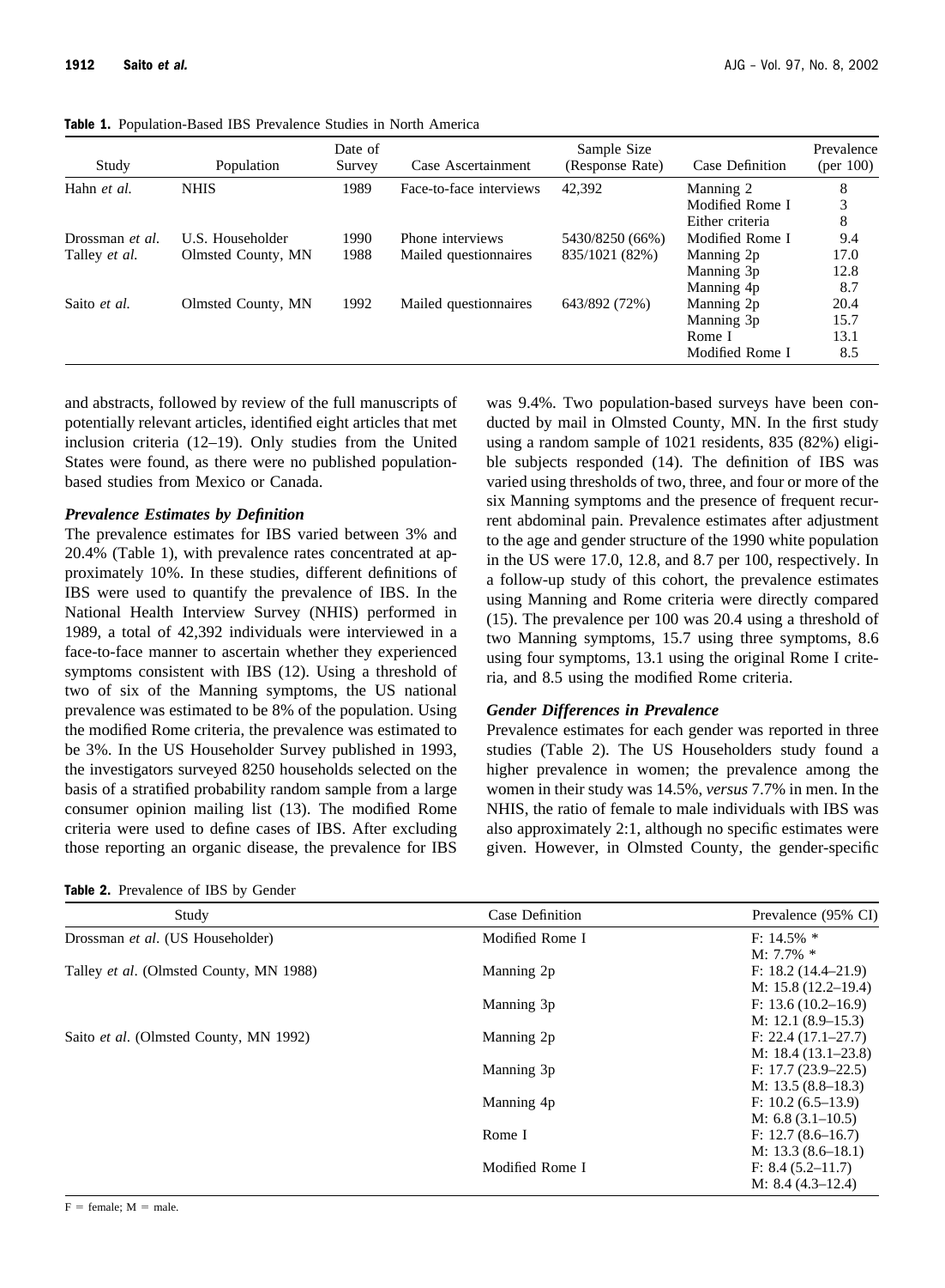**Table 1.** Population-Based IBS Prevalence Studies in North America

| Study | Population | Date of Survey | Case Ascertainment | Sample Size (Response Rate) | Case Definition | Prevalence (per 100) |
|---|---|---|---|---|---|---|
| Hahn *et al.* | NHIS | 1989 | Face-to-face interviews | 42,392 | Manning 2 | 8 |
| | | | | | Modified Rome I | 3 |
| | | | | | Either criteria | 8 |
| Drossman *et al.* | U.S. Householder | 1990 | Phone interviews | 5430/8250 (66%) | Modified Rome I | 9.4 |
| Talley *et al.* | Olmsted County, MN | 1988 | Mailed questionnaires | 835/1021 (82%) | Manning 2p | 17.0 |
| | | | | | Manning 3p | 12.8 |
| | | | | | Manning 4p | 8.7 |
| Saito *et al.* | Olmsted County, MN | 1992 | Mailed questionnaires | 643/892 (72%) | Manning 2p | 20.4 |
| | | | | | Manning 3p | 15.7 |
| | | | | | Rome I | 13.1 |
| | | | | | Modified Rome I | 8.5 |

and abstracts, followed by review of the full manuscripts of potentially relevant articles, identified eight articles that met inclusion criteria (12–19). Only studies from the United States were found, as there were no published population-based studies from Mexico or Canada.

### *Prevalence Estimates by Definition*

The prevalence estimates for IBS varied between 3% and 20.4% (Table 1), with prevalence rates concentrated at approximately 10%. In these studies, different definitions of IBS were used to quantify the prevalence of IBS. In the National Health Interview Survey (NHIS) performed in 1989, a total of 42,392 individuals were interviewed in a face-to-face manner to ascertain whether they experienced symptoms consistent with IBS (12). Using a threshold of two of six of the Manning symptoms, the US national prevalence was estimated to be 8% of the population. Using the modified Rome criteria, the prevalence was estimated to be 3%. In the US Householder Survey published in 1993, the investigators surveyed 8250 households selected on the basis of a stratified probability random sample from a large consumer opinion mailing list (13). The modified Rome criteria were used to define cases of IBS. After excluding those reporting an organic disease, the prevalence for IBS was 9.4%. Two population-based surveys have been conducted by mail in Olmsted County, MN. In the first study using a random sample of 1021 residents, 835 (82%) eligible subjects responded (14). The definition of IBS was varied using thresholds of two, three, and four or more of the six Manning symptoms and the presence of frequent recurrent abdominal pain. Prevalence estimates after adjustment to the age and gender structure of the 1990 white population in the US were 17.0, 12.8, and 8.7 per 100, respectively. In a follow-up study of this cohort, the prevalence estimates using Manning and Rome criteria were directly compared (15). The prevalence per 100 was 20.4 using a threshold of two Manning symptoms, 15.7 using three symptoms, 8.6 using four symptoms, 13.1 using the original Rome I criteria, and 8.5 using the modified Rome criteria.

### *Gender Differences in Prevalence*

Prevalence estimates for each gender was reported in three studies (Table 2). The US Householders study found a higher prevalence in women; the prevalence among the women in their study was 14.5%, *versus* 7.7% in men. In the NHIS, the ratio of female to male individuals with IBS was also approximately 2:1, although no specific estimates were given. However, in Olmsted County, the gender-specific

**Table 2.** Prevalence of IBS by Gender

| Study | Case Definition | Prevalence (95% CI) |
|---|---|---|
| Drossman *et al.* (US Householder) | Modified Rome I | F: 14.5% * |
| | | M: 7.7% * |
| Talley *et al.* (Olmsted County, MN 1988) | Manning 2p | F: 18.2 (14.4–21.9) |
| | | M: 15.8 (12.2–19.4) |
| | Manning 3p | F: 13.6 (10.2–16.9) |
| | | M: 12.1 (8.9–15.3) |
| Saito *et al.* (Olmsted County, MN 1992) | Manning 2p | F: 22.4 (17.1–27.7) |
| | | M: 18.4 (13.1–23.8) |
| | Manning 3p | F: 17.7 (23.9–22.5) |
| | | M: 13.5 (8.8–18.3) |
| | Manning 4p | F: 10.2 (6.5–13.9) |
| | | M: 6.8 (3.1–10.5) |
| | Rome I | F: 12.7 (8.6–16.7) |
| | | M: 13.3 (8.6–18.1) |
| | Modified Rome I | F: 8.4 (5.2–11.7) |
| | | M: 8.4 (4.3–12.4) |

F = female; M = male.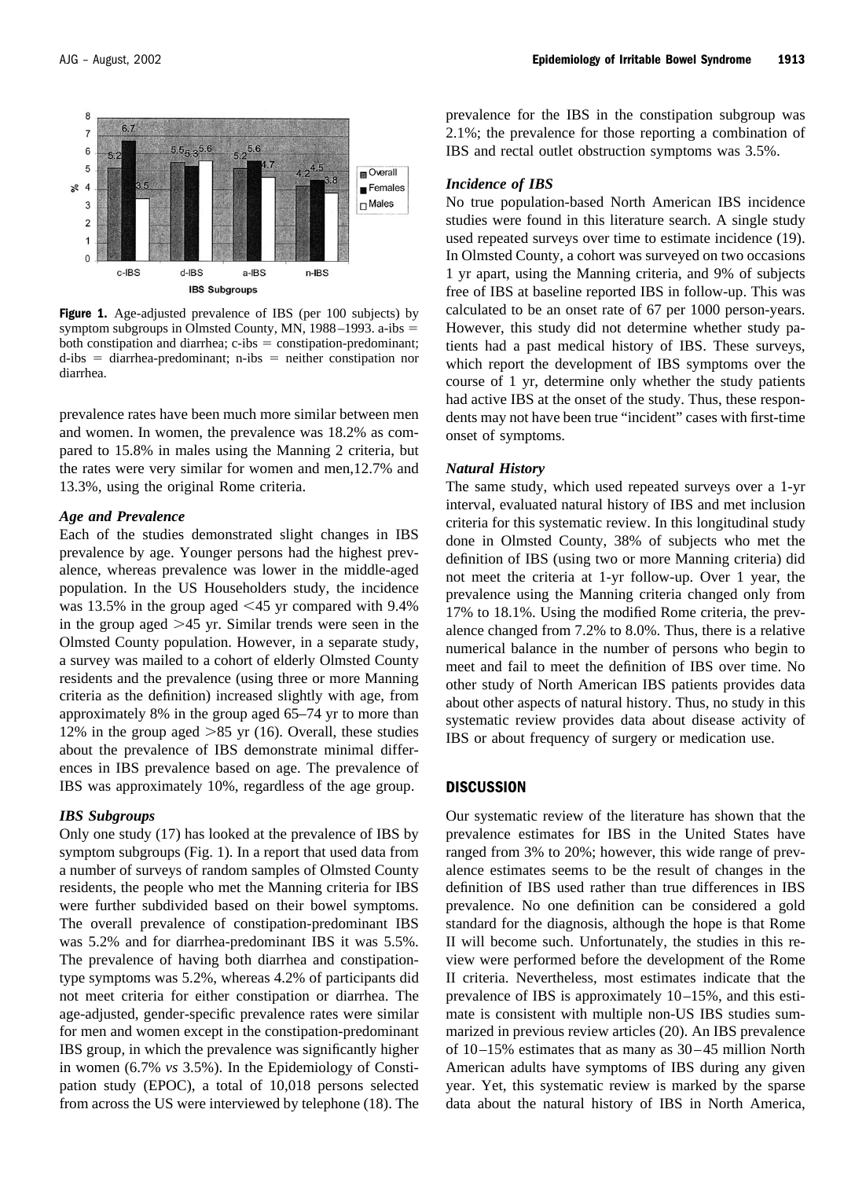**Figure 1.** Age-adjusted prevalence of IBS (per 100 subjects) by symptom subgroups in Olmsted County, MN, 1988–1993. a-ibs = both constipation and diarrhea; c-ibs = constipation-predominant; d-ibs = diarrhea-predominant; n-ibs = neither constipation nor diarrhea.

prevalence rates have been much more similar between men and women. In women, the prevalence was 18.2% as compared to 15.8% in males using the Manning 2 criteria, but the rates were very similar for women and men, 12.7% and 13.3%, using the original Rome criteria.

### *Age and Prevalence*

Each of the studies demonstrated slight changes in IBS prevalence by age. Younger persons had the highest prevalence, whereas prevalence was lower in the middle-aged population. In the US Householders study, the incidence was 13.5% in the group aged <45 yr compared with 9.4% in the group aged >45 yr. Similar trends were seen in the Olmsted County population. However, in a separate study, a survey was mailed to a cohort of elderly Olmsted County residents and the prevalence (using three or more Manning criteria as the definition) increased slightly with age, from approximately 8% in the group aged 65–74 yr to more than 12% in the group aged >85 yr (16). Overall, these studies about the prevalence of IBS demonstrate minimal differences in IBS prevalence based on age. The prevalence of IBS was approximately 10%, regardless of the age group.

### *IBS Subgroups*

Only one study (17) has looked at the prevalence of IBS by symptom subgroups (Fig. 1). In a report that used data from a number of surveys of random samples of Olmsted County residents, the people who met the Manning criteria for IBS were further subdivided based on their bowel symptoms. The overall prevalence of constipation-predominant IBS was 5.2% and for diarrhea-predominant IBS it was 5.5%. The prevalence of having both diarrhea and constipation-type symptoms was 5.2%, whereas 4.2% of participants did not meet criteria for either constipation or diarrhea. The age-adjusted, gender-specific prevalence rates were similar for men and women except in the constipation-predominant IBS group, in which the prevalence was significantly higher in women (6.7% *vs* 3.5%). In the Epidemiology of Constipation study (EPOC), a total of 10,018 persons selected from across the US were interviewed by telephone (18). The prevalence for the IBS in the constipation subgroup was 2.1%; the prevalence for those reporting a combination of IBS and rectal outlet obstruction symptoms was 3.5%.

### *Incidence of IBS*

No true population-based North American IBS incidence studies were found in this literature search. A single study used repeated surveys over time to estimate incidence (19). In Olmsted County, a cohort was surveyed on two occasions 1 yr apart, using the Manning criteria, and 9% of subjects free of IBS at baseline reported IBS in follow-up. This was calculated to be an onset rate of 67 per 1000 person-years. However, this study did not determine whether study patients had a past medical history of IBS. These surveys, which report the development of IBS symptoms over the course of 1 yr, determine only whether the study patients had active IBS at the onset of the study. Thus, these respondents may not have been true "incident" cases with first-time onset of symptoms.

### *Natural History*

The same study, which used repeated surveys over a 1-yr interval, evaluated natural history of IBS and met inclusion criteria for this systematic review. In this longitudinal study done in Olmsted County, 38% of subjects who met the definition of IBS (using two or more Manning criteria) did not meet the criteria at 1-yr follow-up. Over 1 year, the prevalence using the Manning criteria changed only from 17% to 18.1%. Using the modified Rome criteria, the prevalence changed from 7.2% to 8.0%. Thus, there is a relative numerical balance in the number of persons who begin to meet and fail to meet the definition of IBS over time. No other study of North American IBS patients provides data about other aspects of natural history. Thus, no study in this systematic review provides data about disease activity of IBS or about frequency of surgery or medication use.

## DISCUSSION

Our systematic review of the literature has shown that the prevalence estimates for IBS in the United States have ranged from 3% to 20%; however, this wide range of prevalence estimates seems to be the result of changes in the definition of IBS used rather than true differences in IBS prevalence. No one definition can be considered a gold standard for the diagnosis, although the hope is that Rome II will become such. Unfortunately, the studies in this review were performed before the development of the Rome II criteria. Nevertheless, most estimates indicate that the prevalence of IBS is approximately 10–15%, and this estimate is consistent with multiple non-US IBS studies summarized in previous review articles (20). An IBS prevalence of 10–15% estimates that as many as 30–45 million North American adults have symptoms of IBS during any given year. Yet, this systematic review is marked by the sparse data about the natural history of IBS in North America,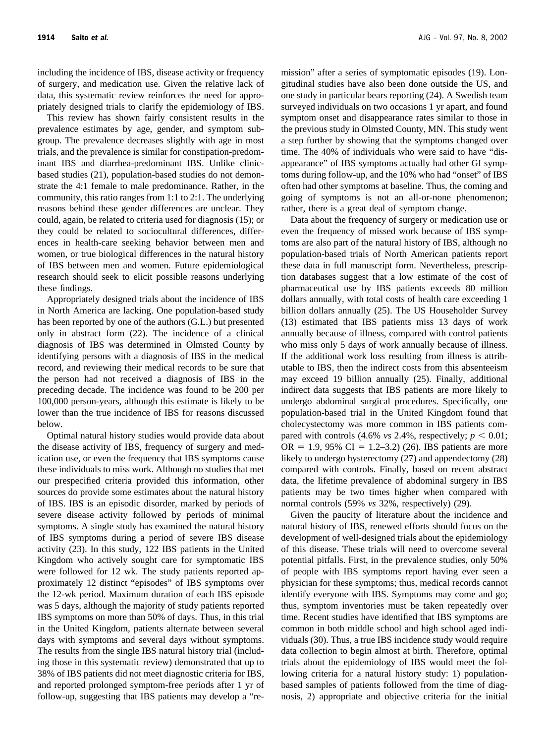including the incidence of IBS, disease activity or frequency of surgery, and medication use. Given the relative lack of data, this systematic review reinforces the need for appropriately designed trials to clarify the epidemiology of IBS.

This review has shown fairly consistent results in the prevalence estimates by age, gender, and symptom subgroup. The prevalence decreases slightly with age in most trials, and the prevalence is similar for constipation-predominant IBS and diarrhea-predominant IBS. Unlike clinic-based studies (21), population-based studies do not demonstrate the 4:1 female to male predominance. Rather, in the community, this ratio ranges from 1:1 to 2:1. The underlying reasons behind these gender differences are unclear. They could, again, be related to criteria used for diagnosis (15); or they could be related to sociocultural differences, differences in health-care seeking behavior between men and women, or true biological differences in the natural history of IBS between men and women. Future epidemiological research should seek to elicit possible reasons underlying these findings.

Appropriately designed trials about the incidence of IBS in North America are lacking. One population-based study has been reported by one of the authors (G.L.) but presented only in abstract form (22). The incidence of a clinical diagnosis of IBS was determined in Olmsted County by identifying persons with a diagnosis of IBS in the medical record, and reviewing their medical records to be sure that the person had not received a diagnosis of IBS in the preceding decade. The incidence was found to be 200 per 100,000 person-years, although this estimate is likely to be lower than the true incidence of IBS for reasons discussed below.

Optimal natural history studies would provide data about the disease activity of IBS, frequency of surgery and medication use, or even the frequency that IBS symptoms cause these individuals to miss work. Although no studies that met our prespecified criteria provided this information, other sources do provide some estimates about the natural history of IBS. IBS is an episodic disorder, marked by periods of severe disease activity followed by periods of minimal symptoms. A single study has examined the natural history of IBS symptoms during a period of severe IBS disease activity (23). In this study, 122 IBS patients in the United Kingdom who actively sought care for symptomatic IBS were followed for 12 wk. The study patients reported approximately 12 distinct "episodes" of IBS symptoms over the 12-wk period. Maximum duration of each IBS episode was 5 days, although the majority of study patients reported IBS symptoms on more than 50% of days. Thus, in this trial in the United Kingdom, patients alternate between several days with symptoms and several days without symptoms. The results from the single IBS natural history trial (including those in this systematic review) demonstrated that up to 38% of IBS patients did not meet diagnostic criteria for IBS, and reported prolonged symptom-free periods after 1 yr of follow-up, suggesting that IBS patients may develop a "remission" after a series of symptomatic episodes (19). Longitudinal studies have also been done outside the US, and one study in particular bears reporting (24). A Swedish team surveyed individuals on two occasions 1 yr apart, and found symptom onset and disappearance rates similar to those in the previous study in Olmsted County, MN. This study went a step further by showing that the symptoms changed over time. The 40% of individuals who were said to have "disappearance" of IBS symptoms actually had other GI symptoms during follow-up, and the 10% who had "onset" of IBS often had other symptoms at baseline. Thus, the coming and going of symptoms is not an all-or-none phenomenon; rather, there is a great deal of symptom change.

Data about the frequency of surgery or medication use or even the frequency of missed work because of IBS symptoms are also part of the natural history of IBS, although no population-based trials of North American patients report these data in full manuscript form. Nevertheless, prescription databases suggest that a low estimate of the cost of pharmaceutical use by IBS patients exceeds 80 million dollars annually, with total costs of health care exceeding 1 billion dollars annually (25). The US Householder Survey (13) estimated that IBS patients miss 13 days of work annually because of illness, compared with control patients who miss only 5 days of work annually because of illness. If the additional work loss resulting from illness is attributable to IBS, then the indirect costs from this absenteeism may exceed 19 billion annually (25). Finally, additional indirect data suggests that IBS patients are more likely to undergo abdominal surgical procedures. Specifically, one population-based trial in the United Kingdom found that cholecystectomy was more common in IBS patients compared with controls (4.6% *vs* 2.4%, respectively; $p < 0.01$; OR = 1.9, 95% CI = 1.2–3.2) (26). IBS patients are more likely to undergo hysterectomy (27) and appendectomy (28) compared with controls. Finally, based on recent abstract data, the lifetime prevalence of abdominal surgery in IBS patients may be two times higher when compared with normal controls (59% *vs* 32%, respectively) (29).

Given the paucity of literature about the incidence and natural history of IBS, renewed efforts should focus on the development of well-designed trials about the epidemiology of this disease. These trials will need to overcome several potential pitfalls. First, in the prevalence studies, only 50% of people with IBS symptoms report having ever seen a physician for these symptoms; thus, medical records cannot identify everyone with IBS. Symptoms may come and go; thus, symptom inventories must be taken repeatedly over time. Recent studies have identified that IBS symptoms are common in both middle school and high school aged individuals (30). Thus, a true IBS incidence study would require data collection to begin almost at birth. Therefore, optimal trials about the epidemiology of IBS would meet the following criteria for a natural history study: 1) population-based samples of patients followed from the time of diagnosis, 2) appropriate and objective criteria for the initial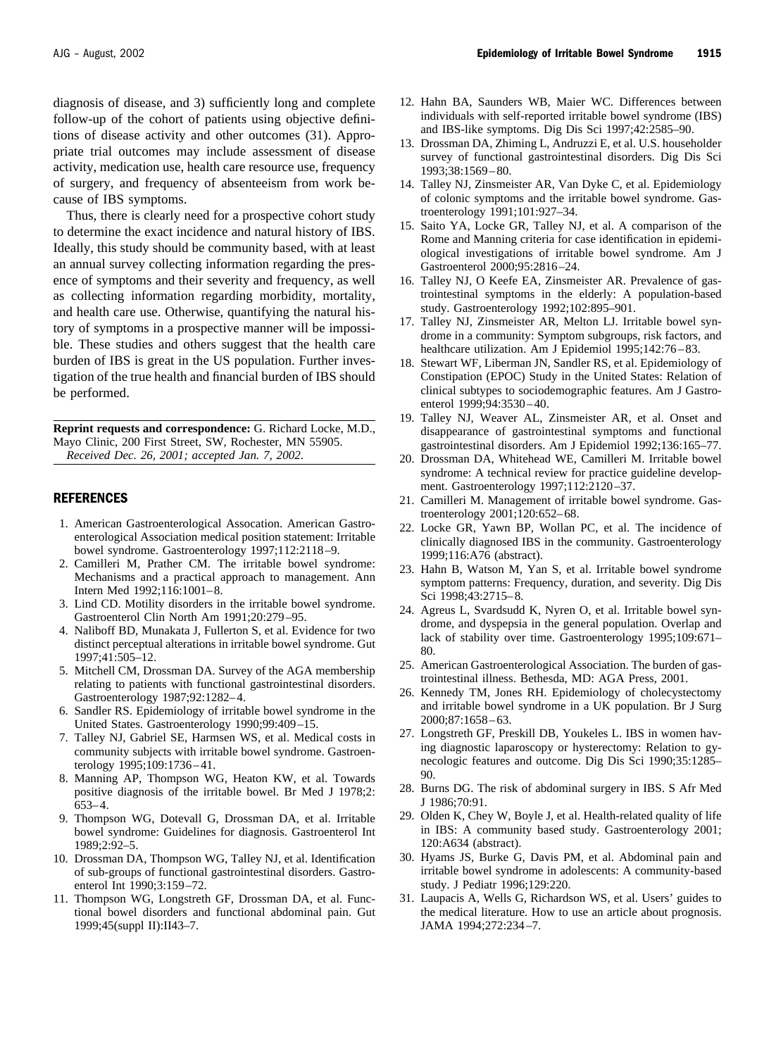diagnosis of disease, and 3) sufficiently long and complete follow-up of the cohort of patients using objective definitions of disease activity and other outcomes (31). Appropriate trial outcomes may include assessment of disease activity, medication use, health care resource use, frequency of surgery, and frequency of absenteeism from work because of IBS symptoms.

Thus, there is clearly need for a prospective cohort study to determine the exact incidence and natural history of IBS. Ideally, this study should be community based, with at least an annual survey collecting information regarding the presence of symptoms and their severity and frequency, as well as collecting information regarding morbidity, mortality, and health care use. Otherwise, quantifying the natural history of symptoms in a prospective manner will be impossible. These studies and others suggest that the health care burden of IBS is great in the US population. Further investigation of the true health and financial burden of IBS should be performed.

**Reprint requests and correspondence:** G. Richard Locke, M.D., Mayo Clinic, 200 First Street, SW, Rochester, MN 55905.

*Received Dec. 26, 2001; accepted Jan. 7, 2002.*

## REFERENCES

1. American Gastroenterological Assocation. American Gastroenterological Association medical position statement: Irritable bowel syndrome. Gastroenterology 1997;112:2118–9.
2. Camilleri M, Prather CM. The irritable bowel syndrome: Mechanisms and a practical approach to management. Ann Intern Med 1992;116:1001–8.
3. Lind CD. Motility disorders in the irritable bowel syndrome. Gastroenterol Clin North Am 1991;20:279–95.
4. Naliboff BD, Munakata J, Fullerton S, et al. Evidence for two distinct perceptual alterations in irritable bowel syndrome. Gut 1997;41:505–12.
5. Mitchell CM, Drossman DA. Survey of the AGA membership relating to patients with functional gastrointestinal disorders. Gastroenterology 1987;92:1282–4.
6. Sandler RS. Epidemiology of irritable bowel syndrome in the United States. Gastroenterology 1990;99:409–15.
7. Talley NJ, Gabriel SE, Harmsen WS, et al. Medical costs in community subjects with irritable bowel syndrome. Gastroenterology 1995;109:1736–41.
8. Manning AP, Thompson WG, Heaton KW, et al. Towards positive diagnosis of the irritable bowel. Br Med J 1978;2:653–4.
9. Thompson WG, Dotevall G, Drossman DA, et al. Irritable bowel syndrome: Guidelines for diagnosis. Gastroenterol Int 1989;2:92–5.
10. Drossman DA, Thompson WG, Talley NJ, et al. Identification of sub-groups of functional gastrointestinal disorders. Gastroenterol Int 1990;3:159–72.
11. Thompson WG, Longstreth GF, Drossman DA, et al. Functional bowel disorders and functional abdominal pain. Gut 1999;45(suppl II):II43–7.
12. Hahn BA, Saunders WB, Maier WC. Differences between individuals with self-reported irritable bowel syndrome (IBS) and IBS-like symptoms. Dig Dis Sci 1997;42:2585–90.
13. Drossman DA, Zhiming L, Andruzzi E, et al. U.S. householder survey of functional gastrointestinal disorders. Dig Dis Sci 1993;38:1569–80.
14. Talley NJ, Zinsmeister AR, Van Dyke C, et al. Epidemiology of colonic symptoms and the irritable bowel syndrome. Gastroenterology 1991;101:927–34.
15. Saito YA, Locke GR, Talley NJ, et al. A comparison of the Rome and Manning criteria for case identification in epidemiological investigations of irritable bowel syndrome. Am J Gastroenterol 2000;95:2816–24.
16. Talley NJ, O Keefe EA, Zinsmeister AR. Prevalence of gastrointestinal symptoms in the elderly: A population-based study. Gastroenterology 1992;102:895–901.
17. Talley NJ, Zinsmeister AR, Melton LJ. Irritable bowel syndrome in a community: Symptom subgroups, risk factors, and healthcare utilization. Am J Epidemiol 1995;142:76–83.
18. Stewart WF, Liberman JN, Sandler RS, et al. Epidemiology of Constipation (EPOC) Study in the United States: Relation of clinical subtypes to sociodemographic features. Am J Gastroenterol 1999;94:3530–40.
19. Talley NJ, Weaver AL, Zinsmeister AR, et al. Onset and disappearance of gastrointestinal symptoms and functional gastrointestinal disorders. Am J Epidemiol 1992;136:165–77.
20. Drossman DA, Whitehead WE, Camilleri M. Irritable bowel syndrome: A technical review for practice guideline development. Gastroenterology 1997;112:2120–37.
21. Camilleri M. Management of irritable bowel syndrome. Gastroenterology 2001;120:652–68.
22. Locke GR, Yawn BP, Wollan PC, et al. The incidence of clinically diagnosed IBS in the community. Gastroenterology 1999;116:A76 (abstract).
23. Hahn B, Watson M, Yan S, et al. Irritable bowel syndrome symptom patterns: Frequency, duration, and severity. Dig Dis Sci 1998;43:2715–8.
24. Agreus L, Svardsudd K, Nyren O, et al. Irritable bowel syndrome, and dyspepsia in the general population. Overlap and lack of stability over time. Gastroenterology 1995;109:671–80.
25. American Gastroenterological Association. The burden of gastrointestinal illness. Bethesda, MD: AGA Press, 2001.
26. Kennedy TM, Jones RH. Epidemiology of cholecystectomy and irritable bowel syndrome in a UK population. Br J Surg 2000;87:1658–63.
27. Longstreth GF, Preskill DB, Youkeles L. IBS in women having diagnostic laparoscopy or hysterectomy: Relation to gynecologic features and outcome. Dig Dis Sci 1990;35:1285–90.
28. Burns DG. The risk of abdominal surgery in IBS. S Afr Med J 1986;70:91.
29. Olden K, Chey W, Boyle J, et al. Health-related quality of life in IBS: A community based study. Gastroenterology 2001;120:A634 (abstract).
30. Hyams JS, Burke G, Davis PM, et al. Abdominal pain and irritable bowel syndrome in adolescents: A community-based study. J Pediatr 1996;129:220.
31. Laupacis A, Wells G, Richardson WS, et al. Users' guides to the medical literature. How to use an article about prognosis. JAMA 1994;272:234–7.